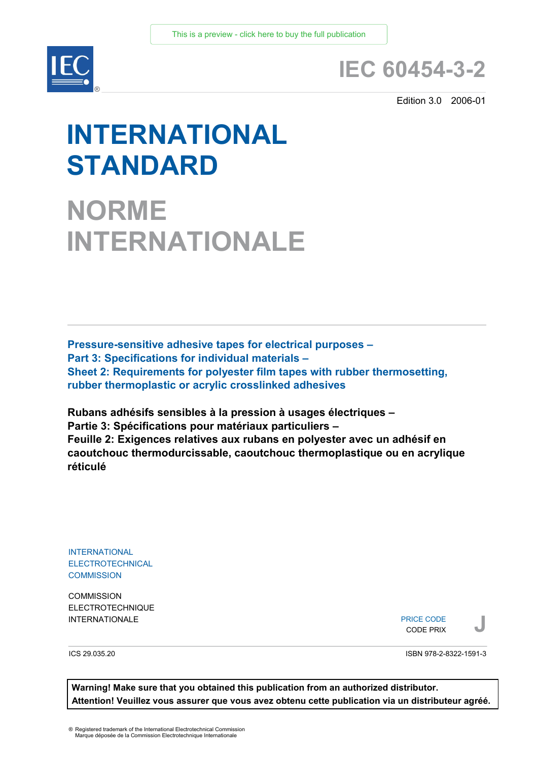This is a preview - click here to buy the full publication

# IEC 60454-3-2

Edition 3.0 2006-01

# INTERNATIONAL STANDARD

# NORME INTERNATIONALE

**Pressure-sensitive adhesive tapes for electrical purposes –**
**Part 3: Specifications for individual materials –**
**Sheet 2: Requirements for polyester film tapes with rubber thermosetting, rubber thermoplastic or acrylic crosslinked adhesives**

**Rubans adhésifs sensibles à la pression à usages électriques –**
**Partie 3: Spécifications pour matériaux particuliers –**
**Feuille 2: Exigences relatives aux rubans en polyester avec un adhésif en caoutchouc thermodurcissable, caoutchouc thermoplastique ou en acrylique réticulé**

INTERNATIONAL
ELECTROTECHNICAL
COMMISSION

COMMISSION
ELECTROTECHNIQUE
INTERNATIONALE

PRICE CODE
CODE PRIX
**J**

ICS 29.035.20

ISBN 978-2-8322-1591-3

**Warning! Make sure that you obtained this publication from an authorized distributor.**
**Attention! Veuillez vous assurer que vous avez obtenu cette publication via un distributeur agréé.**

® Registered trademark of the International Electrotechnical Commission
Marque déposée de la Commission Electrotechnique Internationale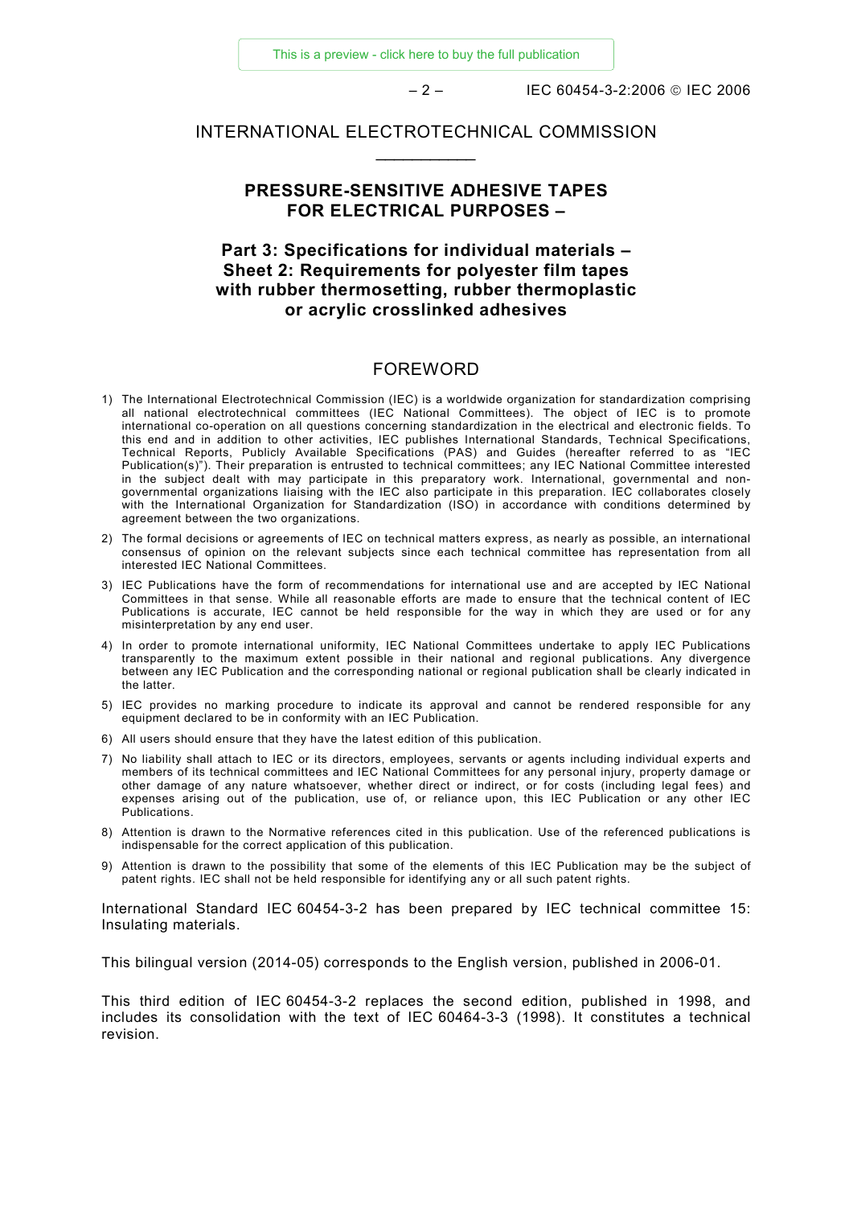INTERNATIONAL ELECTROTECHNICAL COMMISSION

___________

# PRESSURE-SENSITIVE ADHESIVE TAPES FOR ELECTRICAL PURPOSES –

## Part 3: Specifications for individual materials – Sheet 2: Requirements for polyester film tapes with rubber thermosetting, rubber thermoplastic or acrylic crosslinked adhesives

## FOREWORD

1) The International Electrotechnical Commission (IEC) is a worldwide organization for standardization comprising all national electrotechnical committees (IEC National Committees). The object of IEC is to promote international co-operation on all questions concerning standardization in the electrical and electronic fields. To this end and in addition to other activities, IEC publishes International Standards, Technical Specifications, Technical Reports, Publicly Available Specifications (PAS) and Guides (hereafter referred to as "IEC Publication(s)"). Their preparation is entrusted to technical committees; any IEC National Committee interested in the subject dealt with may participate in this preparatory work. International, governmental and non-governmental organizations liaising with the IEC also participate in this preparation. IEC collaborates closely with the International Organization for Standardization (ISO) in accordance with conditions determined by agreement between the two organizations.
2) The formal decisions or agreements of IEC on technical matters express, as nearly as possible, an international consensus of opinion on the relevant subjects since each technical committee has representation from all interested IEC National Committees.
3) IEC Publications have the form of recommendations for international use and are accepted by IEC National Committees in that sense. While all reasonable efforts are made to ensure that the technical content of IEC Publications is accurate, IEC cannot be held responsible for the way in which they are used or for any misinterpretation by any end user.
4) In order to promote international uniformity, IEC National Committees undertake to apply IEC Publications transparently to the maximum extent possible in their national and regional publications. Any divergence between any IEC Publication and the corresponding national or regional publication shall be clearly indicated in the latter.
5) IEC provides no marking procedure to indicate its approval and cannot be rendered responsible for any equipment declared to be in conformity with an IEC Publication.
6) All users should ensure that they have the latest edition of this publication.
7) No liability shall attach to IEC or its directors, employees, servants or agents including individual experts and members of its technical committees and IEC National Committees for any personal injury, property damage or other damage of any nature whatsoever, whether direct or indirect, or for costs (including legal fees) and expenses arising out of the publication, use of, or reliance upon, this IEC Publication or any other IEC Publications.
8) Attention is drawn to the Normative references cited in this publication. Use of the referenced publications is indispensable for the correct application of this publication.
9) Attention is drawn to the possibility that some of the elements of this IEC Publication may be the subject of patent rights. IEC shall not be held responsible for identifying any or all such patent rights.

International Standard IEC 60454-3-2 has been prepared by IEC technical committee 15: Insulating materials.

This bilingual version (2014-05) corresponds to the English version, published in 2006-01.

This third edition of IEC 60454-3-2 replaces the second edition, published in 1998, and includes its consolidation with the text of IEC 60464-3-3 (1998). It constitutes a technical revision.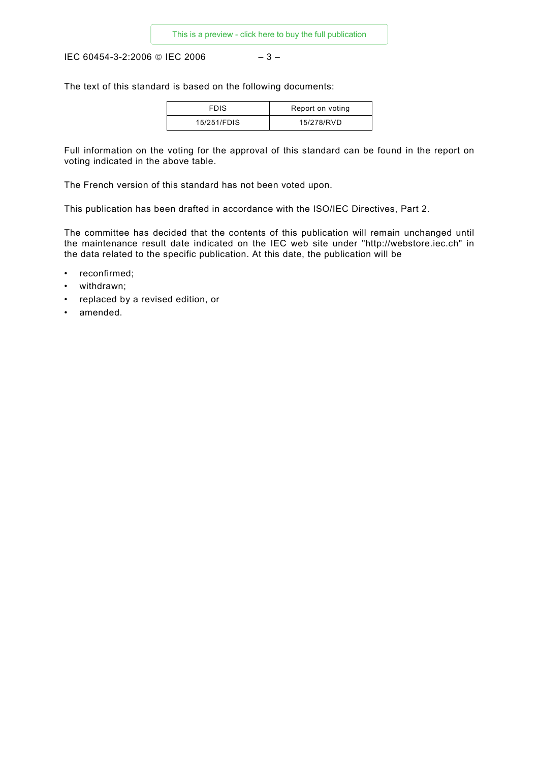The text of this standard is based on the following documents:

| FDIS | Report on voting |
| --- | --- |
| 15/251/FDIS | 15/278/RVD |

Full information on the voting for the approval of this standard can be found in the report on voting indicated in the above table.

The French version of this standard has not been voted upon.

This publication has been drafted in accordance with the ISO/IEC Directives, Part 2.

The committee has decided that the contents of this publication will remain unchanged until the maintenance result date indicated on the IEC web site under "http://webstore.iec.ch" in the data related to the specific publication. At this date, the publication will be

- reconfirmed;
- withdrawn;
- replaced by a revised edition, or
- amended.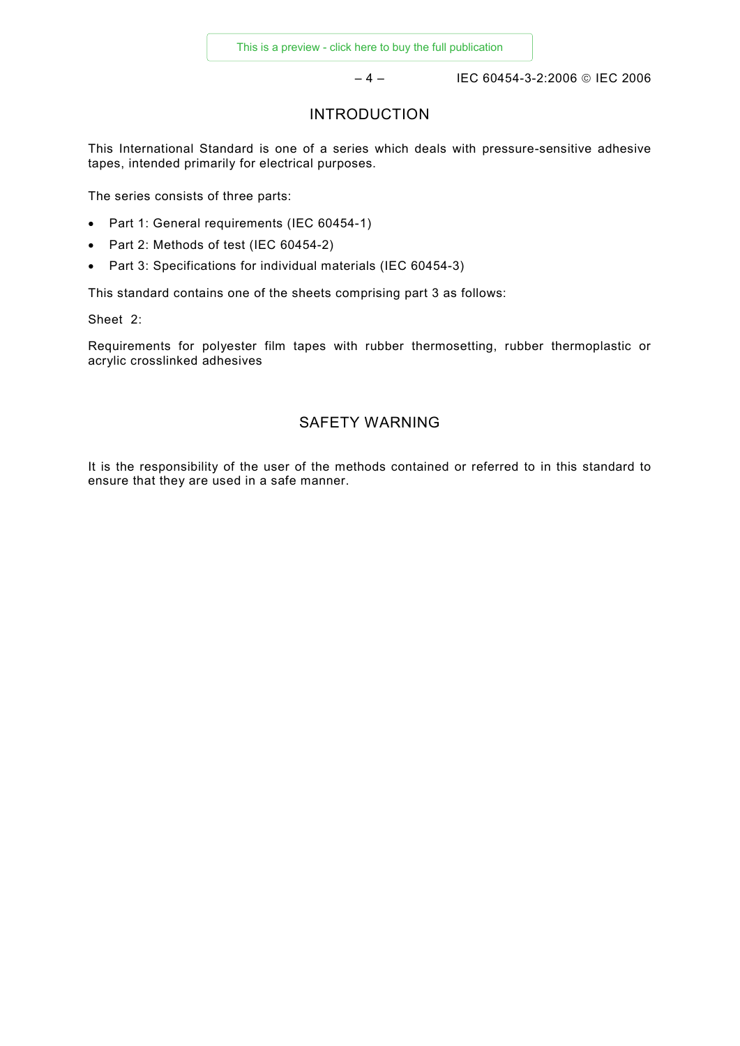# INTRODUCTION

This International Standard is one of a series which deals with pressure-sensitive adhesive tapes, intended primarily for electrical purposes.

The series consists of three parts:

- Part 1: General requirements (IEC 60454-1)
- Part 2: Methods of test (IEC 60454-2)
- Part 3: Specifications for individual materials (IEC 60454-3)

This standard contains one of the sheets comprising part 3 as follows:

Sheet 2:

Requirements for polyester film tapes with rubber thermosetting, rubber thermoplastic or acrylic crosslinked adhesives

# SAFETY WARNING

It is the responsibility of the user of the methods contained or referred to in this standard to ensure that they are used in a safe manner.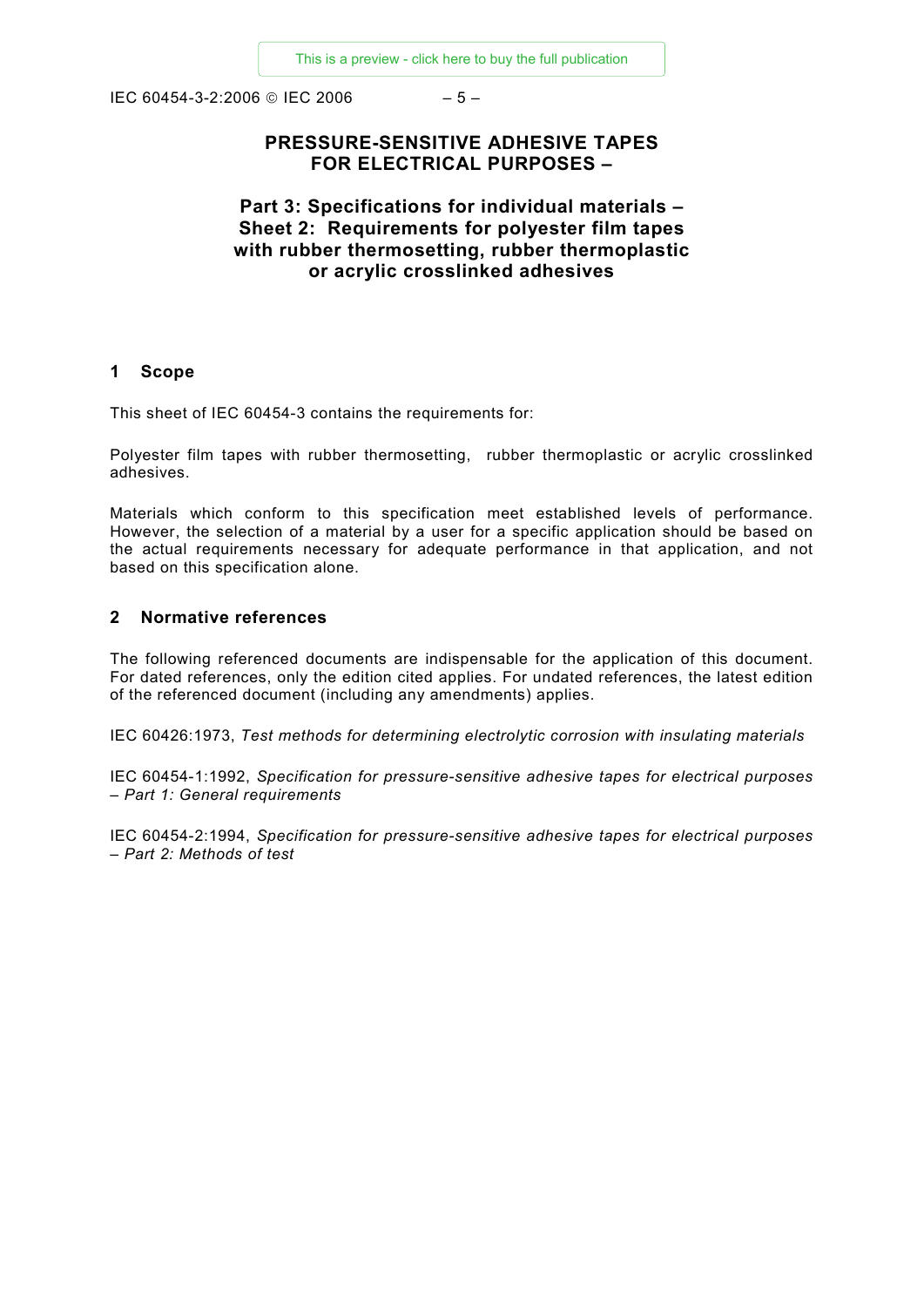# PRESSURE-SENSITIVE ADHESIVE TAPES FOR ELECTRICAL PURPOSES –

## Part 3: Specifications for individual materials – Sheet 2: Requirements for polyester film tapes with rubber thermosetting, rubber thermoplastic or acrylic crosslinked adhesives

## 1 Scope

This sheet of IEC 60454-3 contains the requirements for:

Polyester film tapes with rubber thermosetting, rubber thermoplastic or acrylic crosslinked adhesives.

Materials which conform to this specification meet established levels of performance. However, the selection of a material by a user for a specific application should be based on the actual requirements necessary for adequate performance in that application, and not based on this specification alone.

## 2 Normative references

The following referenced documents are indispensable for the application of this document. For dated references, only the edition cited applies. For undated references, the latest edition of the referenced document (including any amendments) applies.

IEC 60426:1973, *Test methods for determining electrolytic corrosion with insulating materials*

IEC 60454-1:1992, *Specification for pressure-sensitive adhesive tapes for electrical purposes – Part 1: General requirements*

IEC 60454-2:1994, *Specification for pressure-sensitive adhesive tapes for electrical purposes – Part 2: Methods of test*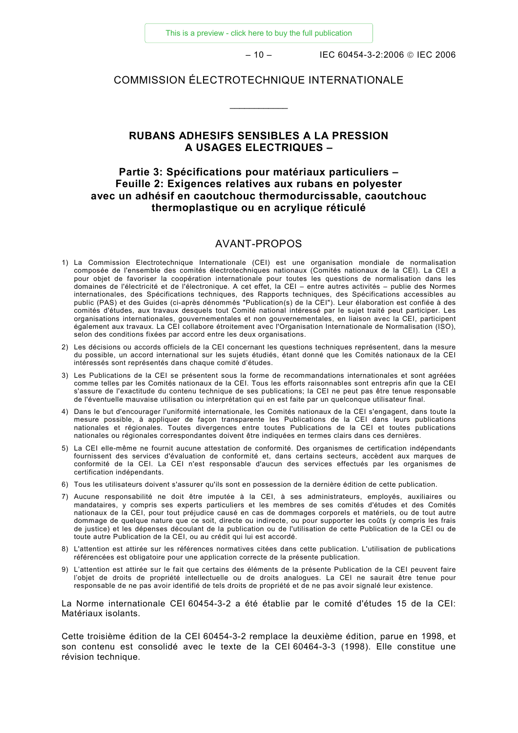# COMMISSION ÉLECTROTECHNIQUE INTERNATIONALE

___________

## RUBANS ADHESIFS SENSIBLES A LA PRESSION A USAGES ELECTRIQUES –

## Partie 3: Spécifications pour matériaux particuliers – Feuille 2: Exigences relatives aux rubans en polyester avec un adhésif en caoutchouc thermodurcissable, caoutchouc thermoplastique ou en acrylique réticulé

## AVANT-PROPOS

1) La Commission Electrotechnique Internationale (CEI) est une organisation mondiale de normalisation composée de l'ensemble des comités électrotechniques nationaux (Comités nationaux de la CEI). La CEI a pour objet de favoriser la coopération internationale pour toutes les questions de normalisation dans les domaines de l'électricité et de l'électronique. A cet effet, la CEI – entre autres activités – publie des Normes internationales, des Spécifications techniques, des Rapports techniques, des Spécifications accessibles au public (PAS) et des Guides (ci-après dénommés "Publication(s) de la CEI"). Leur élaboration est confiée à des comités d'études, aux travaux desquels tout Comité national intéressé par le sujet traité peut participer. Les organisations internationales, gouvernementales et non gouvernementales, en liaison avec la CEI, participent également aux travaux. La CEI collabore étroitement avec l'Organisation Internationale de Normalisation (ISO), selon des conditions fixées par accord entre les deux organisations.

2) Les décisions ou accords officiels de la CEI concernant les questions techniques représentent, dans la mesure du possible, un accord international sur les sujets étudiés, étant donné que les Comités nationaux de la CEI intéressés sont représentés dans chaque comité d'études.

3) Les Publications de la CEI se présentent sous la forme de recommandations internationales et sont agréées comme telles par les Comités nationaux de la CEI. Tous les efforts raisonnables sont entrepris afin que la CEI s'assure de l'exactitude du contenu technique de ses publications; la CEI ne peut pas être tenue responsable de l'éventuelle mauvaise utilisation ou interprétation qui en est faite par un quelconque utilisateur final.

4) Dans le but d'encourager l'uniformité internationale, les Comités nationaux de la CEI s'engagent, dans toute la mesure possible, à appliquer de façon transparente les Publications de la CEI dans leurs publications nationales et régionales. Toutes divergences entre toutes Publications de la CEI et toutes publications nationales ou régionales correspondantes doivent être indiquées en termes clairs dans ces dernières.

5) La CEI elle-même ne fournit aucune attestation de conformité. Des organismes de certification indépendants fournissent des services d'évaluation de conformité et, dans certains secteurs, accèdent aux marques de conformité de la CEI. La CEI n'est responsable d'aucun des services effectués par les organismes de certification indépendants.

6) Tous les utilisateurs doivent s'assurer qu'ils sont en possession de la dernière édition de cette publication.

7) Aucune responsabilité ne doit être imputée à la CEI, à ses administrateurs, employés, auxiliaires ou mandataires, y compris ses experts particuliers et les membres de ses comités d'études et des Comités nationaux de la CEI, pour tout préjudice causé en cas de dommages corporels et matériels, ou de tout autre dommage de quelque nature que ce soit, directe ou indirecte, ou pour supporter les coûts (y compris les frais de justice) et les dépenses découlant de la publication ou de l'utilisation de cette Publication de la CEI ou de toute autre Publication de la CEI, ou au crédit qui lui est accordé.

8) L'attention est attirée sur les références normatives citées dans cette publication. L'utilisation de publications référencées est obligatoire pour une application correcte de la présente publication.

9) L'attention est attirée sur le fait que certains des éléments de la présente Publication de la CEI peuvent faire l'objet de droits de propriété intellectuelle ou de droits analogues. La CEI ne saurait être tenue pour responsable de ne pas avoir identifié de tels droits de propriété et de ne pas avoir signalé leur existence.

La Norme internationale CEI 60454-3-2 a été établie par le comité d'études 15 de la CEI: Matériaux isolants.

Cette troisième édition de la CEI 60454-3-2 remplace la deuxième édition, parue en 1998, et son contenu est consolidé avec le texte de la CEI 60464-3-3 (1998). Elle constitue une révision technique.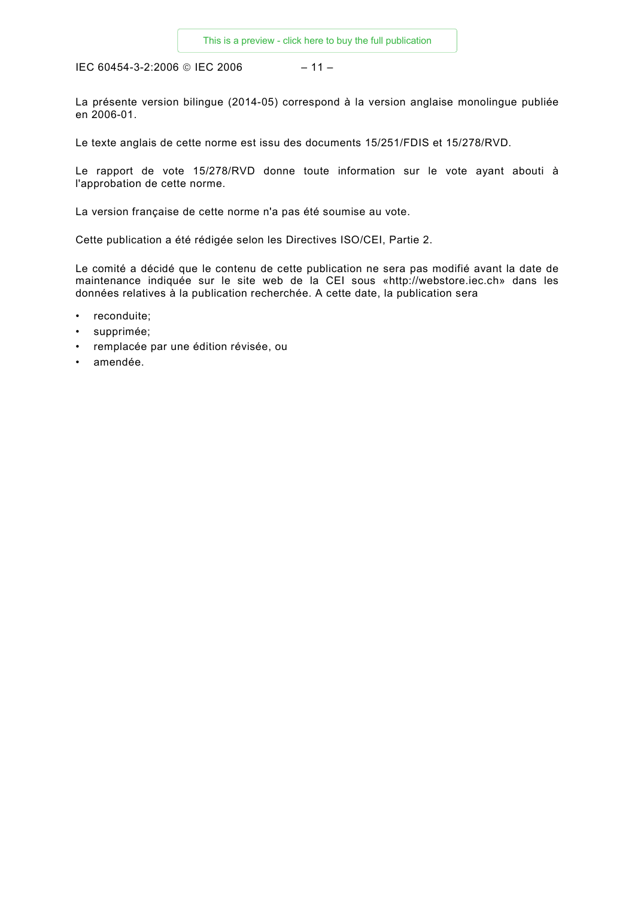La présente version bilingue (2014-05) correspond à la version anglaise monolingue publiée en 2006-01.

Le texte anglais de cette norme est issu des documents 15/251/FDIS et 15/278/RVD.

Le rapport de vote 15/278/RVD donne toute information sur le vote ayant abouti à l'approbation de cette norme.

La version française de cette norme n'a pas été soumise au vote.

Cette publication a été rédigée selon les Directives ISO/CEI, Partie 2.

Le comité a décidé que le contenu de cette publication ne sera pas modifié avant la date de maintenance indiquée sur le site web de la CEI sous «http://webstore.iec.ch» dans les données relatives à la publication recherchée. A cette date, la publication sera

- reconduite;
- supprimée;
- remplacée par une édition révisée, ou
- amendée.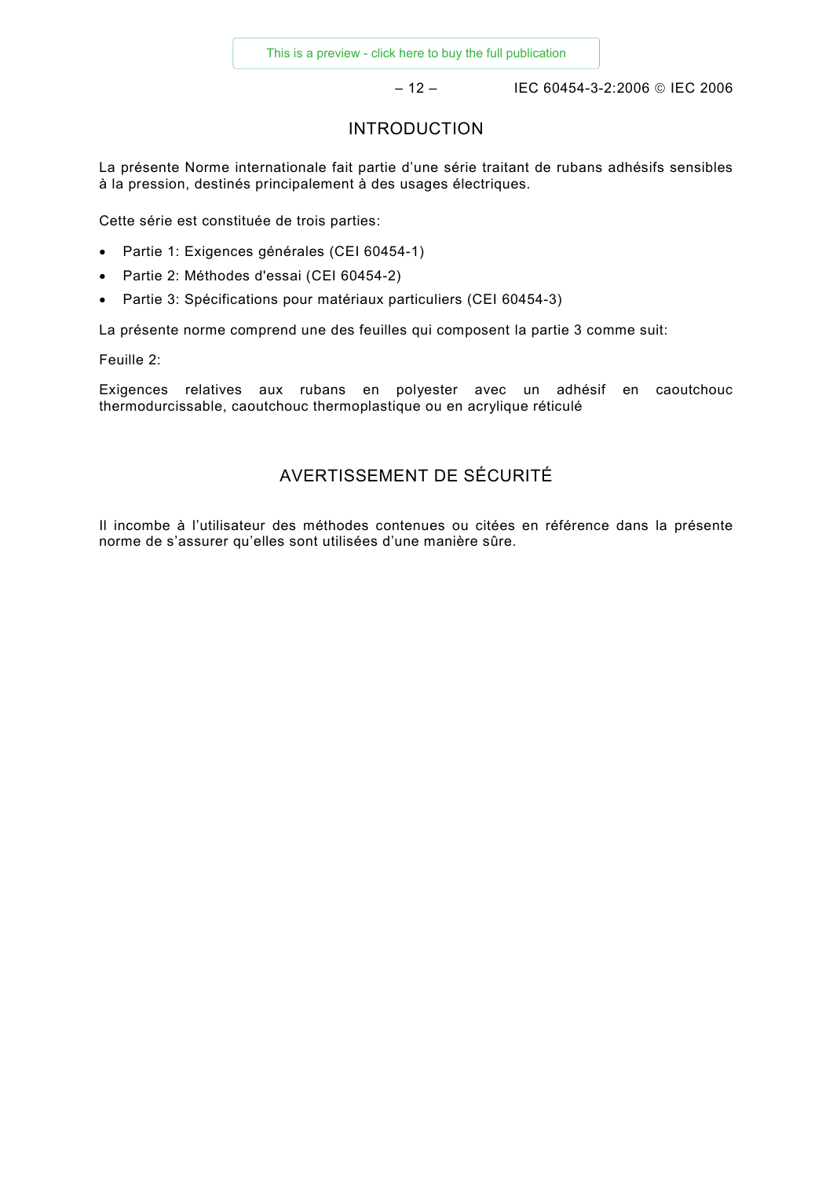## INTRODUCTION

La présente Norme internationale fait partie d'une série traitant de rubans adhésifs sensibles à la pression, destinés principalement à des usages électriques.

Cette série est constituée de trois parties:

- Partie 1: Exigences générales (CEI 60454-1)
- Partie 2: Méthodes d'essai (CEI 60454-2)
- Partie 3: Spécifications pour matériaux particuliers (CEI 60454-3)

La présente norme comprend une des feuilles qui composent la partie 3 comme suit:

Feuille 2:

Exigences relatives aux rubans en polyester avec un adhésif en caoutchouc thermodurcissable, caoutchouc thermoplastique ou en acrylique réticulé

## AVERTISSEMENT DE SÉCURITÉ

Il incombe à l'utilisateur des méthodes contenues ou citées en référence dans la présente norme de s'assurer qu'elles sont utilisées d'une manière sûre.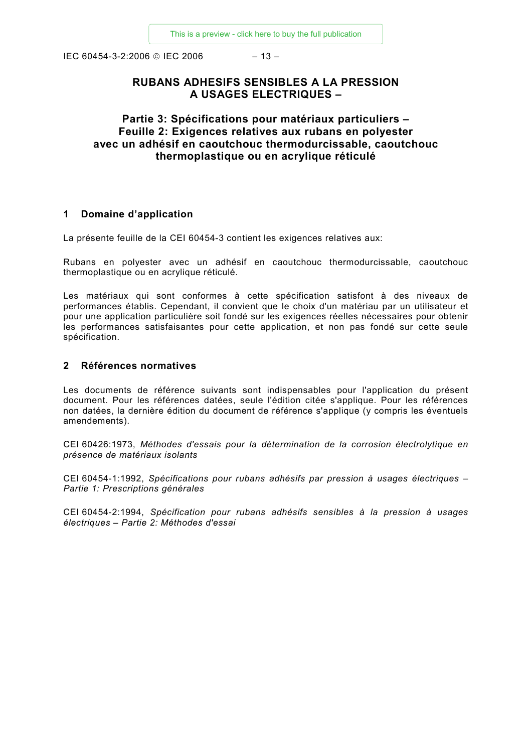# RUBANS ADHESIFS SENSIBLES A LA PRESSION A USAGES ELECTRIQUES –

## Partie 3: Spécifications pour matériaux particuliers – Feuille 2: Exigences relatives aux rubans en polyester avec un adhésif en caoutchouc thermodurcissable, caoutchouc thermoplastique ou en acrylique réticulé

## 1 Domaine d'application

La présente feuille de la CEI 60454-3 contient les exigences relatives aux:

Rubans en polyester avec un adhésif en caoutchouc thermodurcissable, caoutchouc thermoplastique ou en acrylique réticulé.

Les matériaux qui sont conformes à cette spécification satisfont à des niveaux de performances établis. Cependant, il convient que le choix d'un matériau par un utilisateur et pour une application particulière soit fondé sur les exigences réelles nécessaires pour obtenir les performances satisfaisantes pour cette application, et non pas fondé sur cette seule spécification.

## 2 Références normatives

Les documents de référence suivants sont indispensables pour l'application du présent document. Pour les références datées, seule l'édition citée s'applique. Pour les références non datées, la dernière édition du document de référence s'applique (y compris les éventuels amendements).

CEI 60426:1973, *Méthodes d'essais pour la détermination de la corrosion électrolytique en présence de matériaux isolants*

CEI 60454-1:1992, *Spécifications pour rubans adhésifs par pression à usages électriques – Partie 1: Prescriptions générales*

CEI 60454-2:1994, *Spécification pour rubans adhésifs sensibles à la pression à usages électriques – Partie 2: Méthodes d'essai*